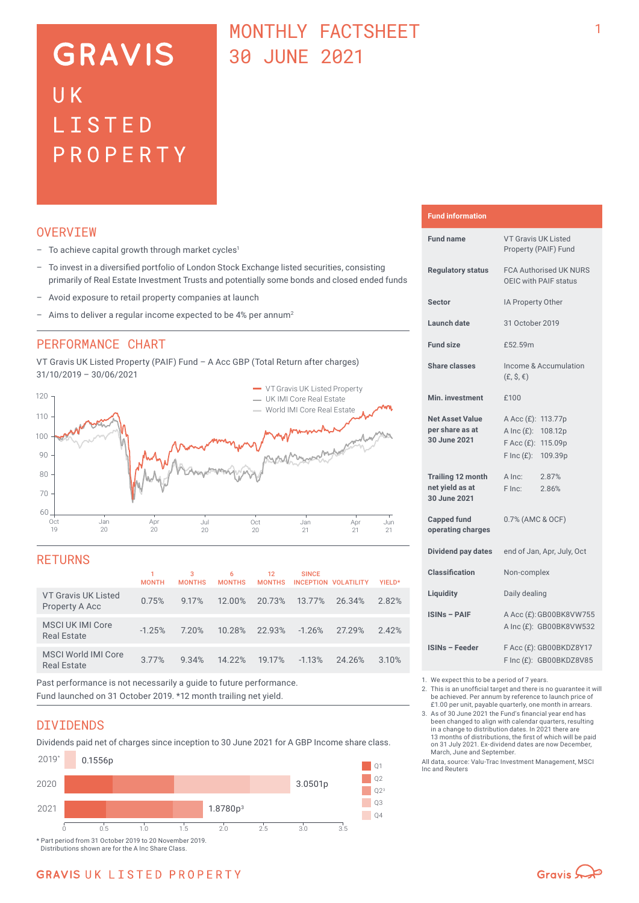# GRAVIS UK LISTED PROPERTY

# MONTHLY FACTSHEET 30 JUNE 2021

## OVERVIEW

- To achieve capital growth through market cycles[1]
- To invest in a diversified portfolio of London Stock Exchange listed securities, consisting primarily of Real Estate Investment Trusts and potentially some bonds and closed ended funds
- Avoid exposure to retail property companies at launch
- Aims to deliver a regular income expected to be 4% per annum[2]

## PERFORMANCE CHART

VT Gravis UK Listed Property (PAIF) Fund – A Acc GBP (Total Return after charges) 31/10/2019 – 30/06/2021

VT Gravis UK Listed Property
UK IMI Core Real Estate
World IMI Core Real Estate

120
110
100
90
80
70
60

Oct 19, Jan 20, Apr 20, Jul 20, Oct 20, Jan 21, Apr 21, Jun 21

## RETURNS

| | 1 MONTH | 3 MONTHS | 6 MONTHS | 12 MONTHS | SINCE INCEPTION | VOLATILITY | YIELD* |
|---|---|---|---|---|---|---|---|
| VT Gravis UK Listed Property A Acc | 0.75% | 9.17% | 12.00% | 20.73% | 13.77% | 26.34% | 2.82% |
| MSCI UK IMI Core Real Estate | -1.25% | 7.20% | 10.28% | 22.93% | -1.26% | 27.29% | 2.42% |
| MSCI World IMI Core Real Estate | 3.77% | 9.34% | 14.22% | 19.17% | -1.13% | 24.26% | 3.10% |

Past performance is not necessarily a guide to future performance.
Fund launched on 31 October 2019. *12 month trailing net yield.

## DIVIDENDS

Dividends paid net of charges since inception to 30 June 2021 for A GBP Income share class.

2019* 0.1556p
2020 3.0501p
2021 1.8780p[3]

Q1
Q2
Q2[3]
Q3
Q4

0, 0.5, 1.0, 1.5, 2.0, 2.5, 3.0, 3.5

\* Part period from 31 October 2019 to 20 November 2019.
Distributions shown are for the A Inc Share Class.

## Fund information

| | |
|---|---|
| Fund name | VT Gravis UK Listed Property (PAIF) Fund |
| Regulatory status | FCA Authorised UK NURS OEIC with PAIF status |
| Sector | IA Property Other |
| Launch date | 31 October 2019 |
| Fund size | £52.59m |
| Share classes | Income & Accumulation (£, $, €) |
| Min. investment | £100 |
| Net Asset Value per share as at 30 June 2021 | A Acc (£): 113.77p<br>A Inc (£): 108.12p<br>F Acc (£): 115.09p<br>F Inc (£): 109.39p |
| Trailing 12 month net yield as at 30 June 2021 | A Inc: 2.87%<br>F Inc: 2.86% |
| Capped fund operating charges | 0.7% (AMC & OCF) |
| Dividend pay dates | end of Jan, Apr, July, Oct |
| Classification | Non-complex |
| Liquidity | Daily dealing |
| ISINs – PAIF | A Acc (£): GB00BK8VW755<br>A Inc (£): GB00BK8VW532 |
| ISINs – Feeder | F Acc (£): GB00BKDZ8Y17<br>F Inc (£): GB00BKDZ8V85 |

1. We expect this to be a period of 7 years.
2. This is an unofficial target and there is no guarantee it will be achieved. Per annum by reference to launch price of £1.00 per unit, payable quarterly, one month in arrears.
3. As of 30 June 2021 the Fund's financial year end has been changed to align with calendar quarters, resulting in a change to distribution dates. In 2021 there are 13 months of distributions, the first of which will be paid on 31 July 2021. Ex-dividend dates are now December, March, June and September.

All data, source: Valu-Trac Investment Management, MSCI Inc and Reuters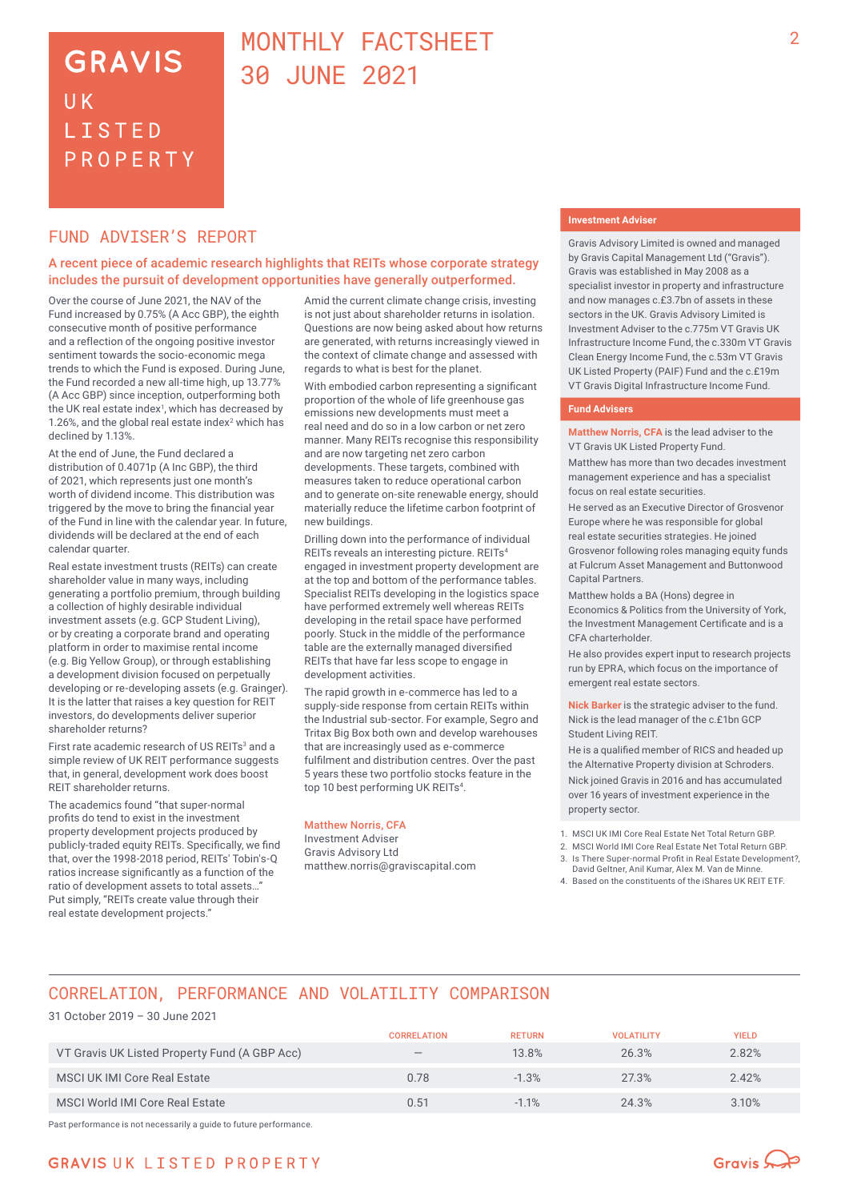# GRAVIS UK LISTED PROPERTY

# MONTHLY FACTSHEET 30 JUNE 2021

## FUND ADVISER'S REPORT

**A recent piece of academic research highlights that REITs whose corporate strategy includes the pursuit of development opportunities have generally outperformed.**

Over the course of June 2021, the NAV of the Fund increased by 0.75% (A Acc GBP), the eighth consecutive month of positive performance and a reflection of the ongoing positive investor sentiment towards the socio-economic mega trends to which the Fund is exposed. During June, the Fund recorded a new all-time high, up 13.77% (A Acc GBP) since inception, outperforming both the UK real estate index[1], which has decreased by 1.26%, and the global real estate index[2] which has declined by 1.13%.

At the end of June, the Fund declared a distribution of 0.4071p (A Inc GBP), the third of 2021, which represents just one month's worth of dividend income. This distribution was triggered by the move to bring the financial year of the Fund in line with the calendar year. In future, dividends will be declared at the end of each calendar quarter.

Real estate investment trusts (REITs) can create shareholder value in many ways, including generating a portfolio premium, through building a collection of highly desirable individual investment assets (e.g. GCP Student Living), or by creating a corporate brand and operating platform in order to maximise rental income (e.g. Big Yellow Group), or through establishing a development division focused on perpetually developing or re-developing assets (e.g. Grainger). It is the latter that raises a key question for REIT investors, do developments deliver superior shareholder returns?

First rate academic research of US REITs[3] and a simple review of UK REIT performance suggests that, in general, development work does boost REIT shareholder returns.

The academics found "that super-normal profits do tend to exist in the investment property development projects produced by publicly-traded equity REITs. Specifically, we find that, over the 1998-2018 period, REITs' Tobin's-Q ratios increase significantly as a function of the ratio of development assets to total assets…" Put simply, "REITs create value through their real estate development projects."

Amid the current climate change crisis, investing is not just about shareholder returns in isolation. Questions are now being asked about how returns are generated, with returns increasingly viewed in the context of climate change and assessed with regards to what is best for the planet.

With embodied carbon representing a significant proportion of the whole of life greenhouse gas emissions new developments must meet a real need and do so in a low carbon or net zero manner. Many REITs recognise this responsibility and are now targeting net zero carbon developments. These targets, combined with measures taken to reduce operational carbon and to generate on-site renewable energy, should materially reduce the lifetime carbon footprint of new buildings.

Drilling down into the performance of individual REITs reveals an interesting picture. REITs[4] engaged in investment property development are at the top and bottom of the performance tables. Specialist REITs developing in the logistics space have performed extremely well whereas REITs developing in the retail space have performed poorly. Stuck in the middle of the performance table are the externally managed diversified REITs that have far less scope to engage in development activities.

The rapid growth in e-commerce has led to a supply-side response from certain REITs within the Industrial sub-sector. For example, Segro and Tritax Big Box both own and develop warehouses that are increasingly used as e-commerce fulfilment and distribution centres. Over the past 5 years these two portfolio stocks feature in the top 10 best performing UK REITs[4].

**Matthew Norris, CFA**
Investment Adviser
Gravis Advisory Ltd
matthew.norris@graviscapital.com

### Investment Adviser

Gravis Advisory Limited is owned and managed by Gravis Capital Management Ltd ("Gravis"). Gravis was established in May 2008 as a specialist investor in property and infrastructure and now manages c.£3.7bn of assets in these sectors in the UK. Gravis Advisory Limited is Investment Adviser to the c.£775m VT Gravis UK Infrastructure Income Fund, the c.330m VT Gravis Clean Energy Income Fund, the c.53m VT Gravis UK Listed Property (PAIF) Fund and the c.£19m VT Gravis Digital Infrastructure Income Fund.

### Fund Advisers

**Matthew Norris, CFA** is the lead adviser to the VT Gravis UK Listed Property Fund.

Matthew has more than two decades investment management experience and has a specialist focus on real estate securities.

He served as an Executive Director of Grosvenor Europe where he was responsible for global real estate securities strategies. He joined Grosvenor following roles managing equity funds at Fulcrum Asset Management and Buttonwood Capital Partners.

Matthew holds a BA (Hons) degree in Economics & Politics from the University of York, the Investment Management Certificate and is a CFA charterholder.

He also provides expert input to research projects run by EPRA, which focus on the importance of emergent real estate sectors.

**Nick Barker** is the strategic adviser to the fund. Nick is the lead manager of the c.£1bn GCP Student Living REIT.

He is a qualified member of RICS and headed up the Alternative Property division at Schroders.

Nick joined Gravis in 2016 and has accumulated over 16 years of investment experience in the property sector.

1. MSCI UK IMI Core Real Estate Net Total Return GBP.
2. MSCI World IMI Core Real Estate Net Total Return GBP.
3. Is There Super-normal Profit in Real Estate Development?, David Geltner, Anil Kumar, Alex M. Van de Minne.
4. Based on the constituents of the iShares UK REIT ETF.

## CORRELATION, PERFORMANCE AND VOLATILITY COMPARISON

31 October 2019 – 30 June 2021

| | CORRELATION | RETURN | VOLATILITY | YIELD |
|---|---|---|---|---|
| VT Gravis UK Listed Property Fund (A GBP Acc) | – | 13.8% | 26.3% | 2.82% |
| MSCI UK IMI Core Real Estate | 0.78 | -1.3% | 27.3% | 2.42% |
| MSCI World IMI Core Real Estate | 0.51 | -1.1% | 24.3% | 3.10% |

Past performance is not necessarily a guide to future performance.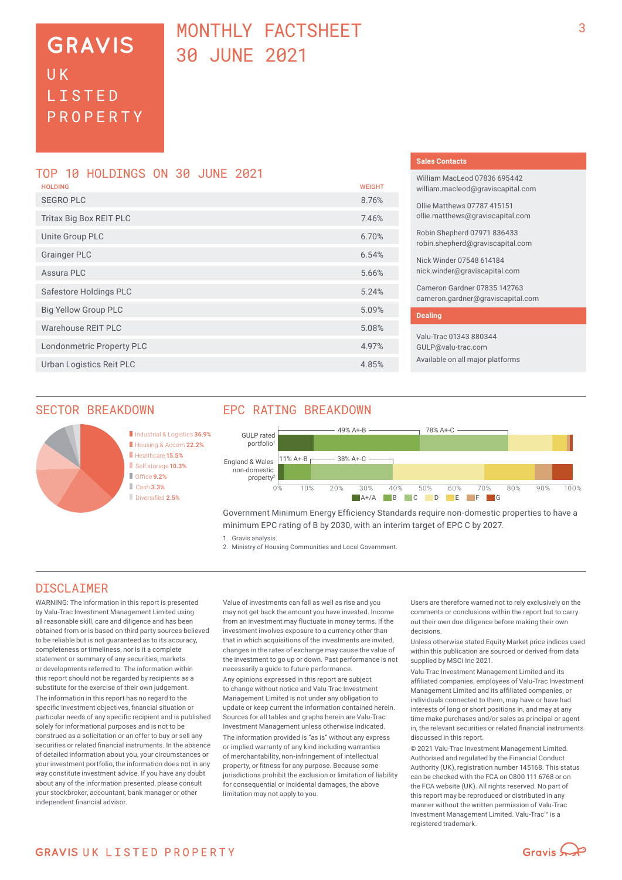# GRAVIS UK LISTED PROPERTY

# MONTHLY FACTSHEET 30 JUNE 2021

## TOP 10 HOLDINGS ON 30 JUNE 2021

| HOLDING | WEIGHT |
|---|---|
| SEGRO PLC | 8.76% |
| Tritax Big Box REIT PLC | 7.46% |
| Unite Group PLC | 6.70% |
| Grainger PLC | 6.54% |
| Assura PLC | 5.66% |
| Safestore Holdings PLC | 5.24% |
| Big Yellow Group PLC | 5.09% |
| Warehouse REIT PLC | 5.08% |
| Londonmetric Property PLC | 4.97% |
| Urban Logistics Reit PLC | 4.85% |

### Sales Contacts

William MacLeod 07836 695442
william.macleod@graviscapital.com

Ollie Matthews 07787 415151
ollie.matthews@graviscapital.com

Robin Shepherd 07971 836433
robin.shepherd@graviscapital.com

Nick Winder 07548 614184
nick.winder@graviscapital.com

Cameron Gardner 07835 142763
cameron.gardner@graviscapital.com

### Dealing

Valu-Trac 01343 880344
GULP@valu-trac.com
Available on all major platforms

## SECTOR BREAKDOWN

Industrial & Logistics 36.9%
Housing & Accom 22.2%
Healthcare 15.5%
Self storage 10.3%
Office 9.2%
Cash 3.3%
Diversified 2.5%

## EPC RATING BREAKDOWN

GULP rated portfolio[1]
49% A+-B
78% A+-C

England & Wales non-domestic property[2]
11% A+-B
38% A+-C

0% 10% 20% 30% 40% 50% 60% 70% 80% 90% 100%

A+/A B C D E F G

Government Minimum Energy Efficiency Standards require non-domestic properties to have a minimum EPC rating of B by 2030, with an interim target of EPC C by 2027.

1. Gravis analysis.
2. Ministry of Housing Communities and Local Government.

## DISCLAIMER

WARNING: The information in this report is presented by Valu-Trac Investment Management Limited using all reasonable skill, care and diligence and has been obtained from or is based on third party sources believed to be reliable but is not guaranteed as to its accuracy, completeness or timeliness, nor is it a complete statement or summary of any securities, markets or developments referred to. The information within this report should not be regarded by recipients as a substitute for the exercise of their own judgement.

The information in this report has no regard to the specific investment objectives, financial situation or particular needs of any specific recipient and is published solely for informational purposes and is not to be construed as a solicitation or an offer to buy or sell any securities or related financial instruments. In the absence of detailed information about you, your circumstances or your investment portfolio, the information does not in any way constitute investment advice. If you have any doubt about any of the information presented, please consult your stockbroker, accountant, bank manager or other independent financial advisor.

Value of investments can fall as well as rise and you may not get back the amount you have invested. Income from an investment may fluctuate in money terms. If the investment involves exposure to a currency other than that in which acquisitions of the investments are invited, changes in the rates of exchange may cause the value of the investment to go up or down. Past performance is not necessarily a guide to future performance.

Any opinions expressed in this report are subject to change without notice and Valu-Trac Investment Management Limited is not under any obligation to update or keep current the information contained herein. Sources for all tables and graphs herein are Valu-Trac Investment Management unless otherwise indicated.

The information provided is "as is" without any express or implied warranty of any kind including warranties of merchantability, non-infringement of intellectual property, or fitness for any purpose. Because some jurisdictions prohibit the exclusion or limitation of liability for consequential or incidental damages, the above limitation may not apply to you.

Users are therefore warned not to rely exclusively on the comments or conclusions within the report but to carry out their own due diligence before making their own decisions.

Unless otherwise stated Equity Market price indices used within this publication are sourced or derived from data supplied by MSCI Inc 2021.

Valu-Trac Investment Management Limited and its affiliated companies, employees of Valu-Trac Investment Management Limited and its affiliated companies, or individuals connected to them, may have or have had interests of long or short positions in, and may at any time make purchases and/or sales as principal or agent in, the relevant securities or related financial instruments discussed in this report.

© 2021 Valu-Trac Investment Management Limited. Authorised and regulated by the Financial Conduct Authority (UK), registration number 145168. This status can be checked with the FCA on 0800 111 6768 or on the FCA website (UK). All rights reserved. No part of this report may be reproduced or distributed in any manner without the written permission of Valu-Trac Investment Management Limited. Valu-Trac™ is a registered trademark.